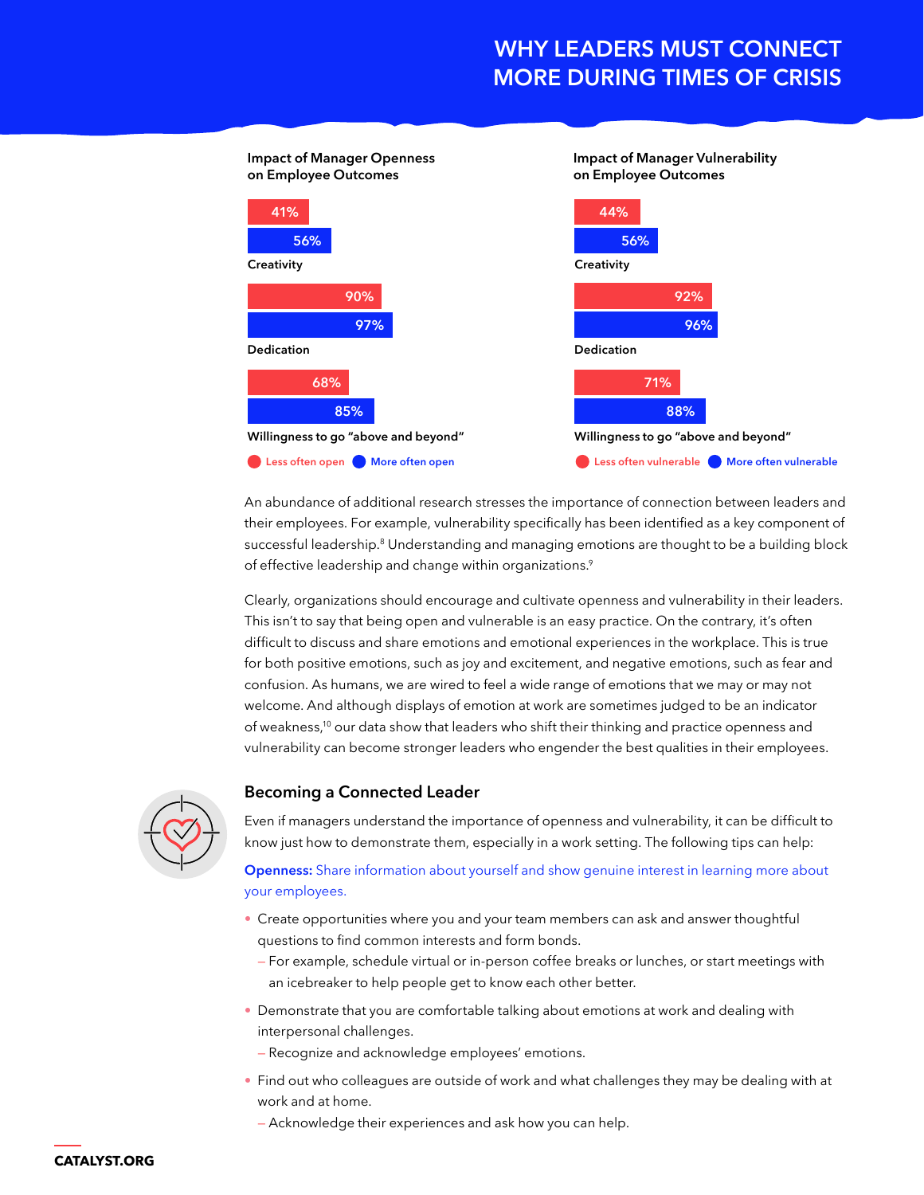## WHY LEADERS MUST CONNECT MORE DURING TIMES OF CRISIS

**Impact of Manager Openness on Employee Outcomes**

| | Less often open | More often open |
|---|---|---|
| Creativity | 41% | 56% |
| Dedication | 90% | 97% |
| Willingness to go "above and beyond" | 68% | 85% |

**Impact of Manager Vulnerability on Employee Outcomes**

| | Less often vulnerable | More often vulnerable |
|---|---|---|
| Creativity | 44% | 56% |
| Dedication | 92% | 96% |
| Willingness to go "above and beyond" | 71% | 88% |

An abundance of additional research stresses the importance of connection between leaders and their employees. For example, vulnerability specifically has been identified as a key component of successful leadership.[8] Understanding and managing emotions are thought to be a building block of effective leadership and change within organizations.[9]

Clearly, organizations should encourage and cultivate openness and vulnerability in their leaders. This isn't to say that being open and vulnerable is an easy practice. On the contrary, it's often difficult to discuss and share emotions and emotional experiences in the workplace. This is true for both positive emotions, such as joy and excitement, and negative emotions, such as fear and confusion. As humans, we are wired to feel a wide range of emotions that we may or may not welcome. And although displays of emotion at work are sometimes judged to be an indicator of weakness,[10] our data show that leaders who shift their thinking and practice openness and vulnerability can become stronger leaders who engender the best qualities in their employees.

### Becoming a Connected Leader

Even if managers understand the importance of openness and vulnerability, it can be difficult to know just how to demonstrate them, especially in a work setting. The following tips can help:

**Openness:** Share information about yourself and show genuine interest in learning more about your employees.

- Create opportunities where you and your team members can ask and answer thoughtful questions to find common interests and form bonds.
  - For example, schedule virtual or in-person coffee breaks or lunches, or start meetings with an icebreaker to help people get to know each other better.
- Demonstrate that you are comfortable talking about emotions at work and dealing with interpersonal challenges.
  - Recognize and acknowledge employees' emotions.
- Find out who colleagues are outside of work and what challenges they may be dealing with at work and at home.
  - Acknowledge their experiences and ask how you can help.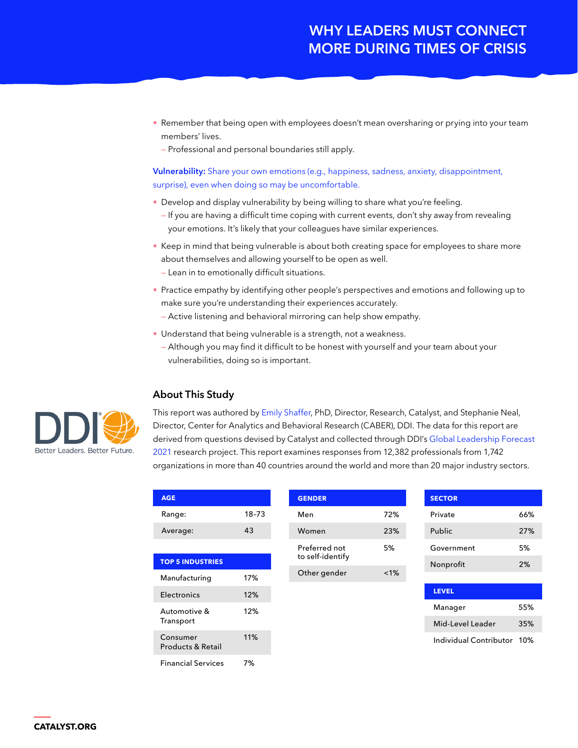- Remember that being open with employees doesn't mean oversharing or prying into your team members' lives.
  - Professional and personal boundaries still apply.

**Vulnerability:** Share your own emotions (e.g., happiness, sadness, anxiety, disappointment, surprise), even when doing so may be uncomfortable.

- Develop and display vulnerability by being willing to share what you're feeling.
  - If you are having a difficult time coping with current events, don't shy away from revealing your emotions. It's likely that your colleagues have similar experiences.
- Keep in mind that being vulnerable is about both creating space for employees to share more about themselves and allowing yourself to be open as well.
  - Lean in to emotionally difficult situations.
- Practice empathy by identifying other people's perspectives and emotions and following up to make sure you're understanding their experiences accurately.
  - Active listening and behavioral mirroring can help show empathy.
- Understand that being vulnerable is a strength, not a weakness.
  - Although you may find it difficult to be honest with yourself and your team about your vulnerabilities, doing so is important.

## About This Study

DDI Better Leaders. Better Future.

This report was authored by Emily Shaffer, PhD, Director, Research, Catalyst, and Stephanie Neal, Director, Center for Analytics and Behavioral Research (CABER), DDI. The data for this report are derived from questions devised by Catalyst and collected through DDI's Global Leadership Forecast 2021 research project. This report examines responses from 12,382 professionals from 1,742 organizations in more than 40 countries around the world and more than 20 major industry sectors.

| AGE | |
|---|---|
| Range: | 18–73 |
| Average: | 43 |

| TOP 5 INDUSTRIES | |
|---|---|
| Manufacturing | 17% |
| Electronics | 12% |
| Automotive & Transport | 12% |
| Consumer Products & Retail | 11% |
| Financial Services | 7% |

| GENDER | |
|---|---|
| Men | 72% |
| Women | 23% |
| Preferred not to self-identify | 5% |
| Other gender | <1% |

| SECTOR | |
|---|---|
| Private | 66% |
| Public | 27% |
| Government | 5% |
| Nonprofit | 2% |

| LEVEL | |
|---|---|
| Manager | 55% |
| Mid-Level Leader | 35% |
| Individual Contributor | 10% |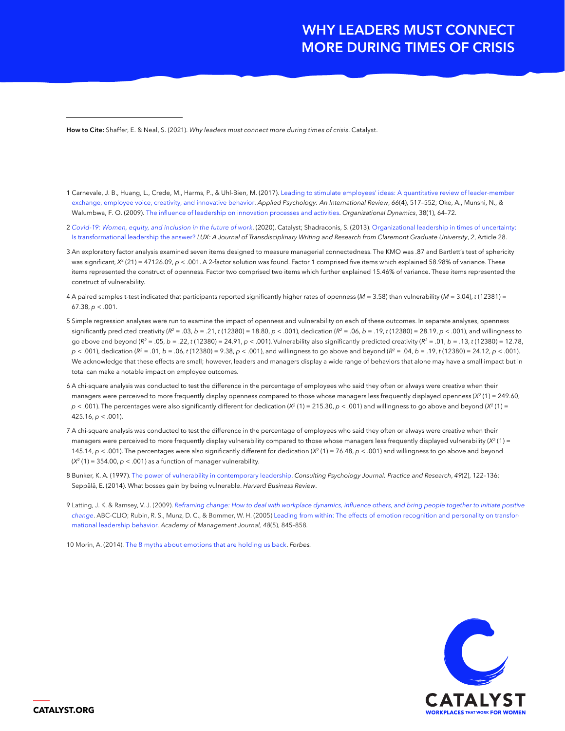**How to Cite:** Shaffer, E. & Neal, S. (2021). *Why leaders must connect more during times of crisis*. Catalyst.

1 Carnevale, J. B., Huang, L., Crede, M., Harms, P., & Uhl-Bien, M. (2017). Leading to stimulate employees' ideas: A quantitative review of leader-member exchange, employee voice, creativity, and innovative behavior. *Applied Psychology: An International Review*, *66*(4), 517–552; Oke, A., Munshi, N., & Walumbwa, F. O. (2009). The influence of leadership on innovation processes and activities. *Organizational Dynamics*, 38(1), 64–72.

2 *Covid-19: Women, equity, and inclusion in the future of work*. (2020). Catalyst; Shadraconis, S. (2013). Organizational leadership in times of uncertainty: Is transformational leadership the answer? *LUX: A Journal of Transdisciplinary Writing and Research from Claremont Graduate University*, *2*, Article 28.

3 An exploratory factor analysis examined seven items designed to measure managerial connectedness. The KMO was .87 and Bartlett's test of sphericity was significant, $X^2$ (21) = 47126.09, $p < .001$. A 2-factor solution was found. Factor 1 comprised five items which explained 58.98% of variance. These items represented the construct of openness. Factor two comprised two items which further explained 15.46% of variance. These items represented the construct of vulnerability.

4 A paired samples t-test indicated that participants reported significantly higher rates of openness ($M$ = 3.58) than vulnerability ($M$ = 3.04), $t$ (12381) = 67.38, $p < .001$.

5 Simple regression analyses were run to examine the impact of openness and vulnerability on each of these outcomes. In separate analyses, openness significantly predicted creativity ($R^2$ = .03, $b$ = .21, $t$ (12380) = 18.80, $p < .001$), dedication ($R^2$ = .06, $b$ = .19, $t$ (12380) = 28.19, $p < .001$), and willingness to go above and beyond ($R^2$ = .05, $b$ = .22, $t$ (12380) = 24.91, $p < .001$). Vulnerability also significantly predicted creativity ($R^2$ = .01, $b$ = .13, $t$ (12380) = 12.78, $p < .001$), dedication ($R^2$ = .01, $b$ = .06, $t$ (12380) = 9.38, $p < .001$), and willingness to go above and beyond ($R^2$ = .04, $b$ = .19, $t$ (12380) = 24.12, $p < .001$). We acknowledge that these effects are small; however, leaders and managers display a wide range of behaviors that alone may have a small impact but in total can make a notable impact on employee outcomes.

6 A chi-square analysis was conducted to test the difference in the percentage of employees who said they often or always were creative when their managers were perceived to more frequently display openness compared to those whose managers less frequently displayed openness ($X^2$ (1) = 249.60, $p < .001$). The percentages were also significantly different for dedication ($X^2$ (1) = 215.30, $p < .001$) and willingness to go above and beyond ($X^2$ (1) = 425.16, $p < .001$).

7 A chi-square analysis was conducted to test the difference in the percentage of employees who said they often or always were creative when their managers were perceived to more frequently display vulnerability compared to those whose managers less frequently displayed vulnerability ($X^2$ (1) = 145.14, $p < .001$). The percentages were also significantly different for dedication ($X^2$ (1) = 76.48, $p < .001$) and willingness to go above and beyond ($X^2$ (1) = 354.00, $p < .001$) as a function of manager vulnerability.

8 Bunker, K. A. (1997). The power of vulnerability in contemporary leadership. *Consulting Psychology Journal: Practice and Research*, *49*(2), 122–136; Seppälä, E. (2014). What bosses gain by being vulnerable. *Harvard Business Review*.

9 Latting, J. K. & Ramsey, V. J. (2009). *Reframing change: How to deal with workplace dynamics, influence others, and bring people together to initiate positive change*. ABC-CLIO; Rubin, R. S., Munz, D. C., & Bommer, W. H. (2005) Leading from within: The effects of emotion recognition and personality on transformational leadership behavior. *Academy of Management Journal, 48*(5), 845–858.

10 Morin, A. (2014). The 8 myths about emotions that are holding us back. *Forbes*.